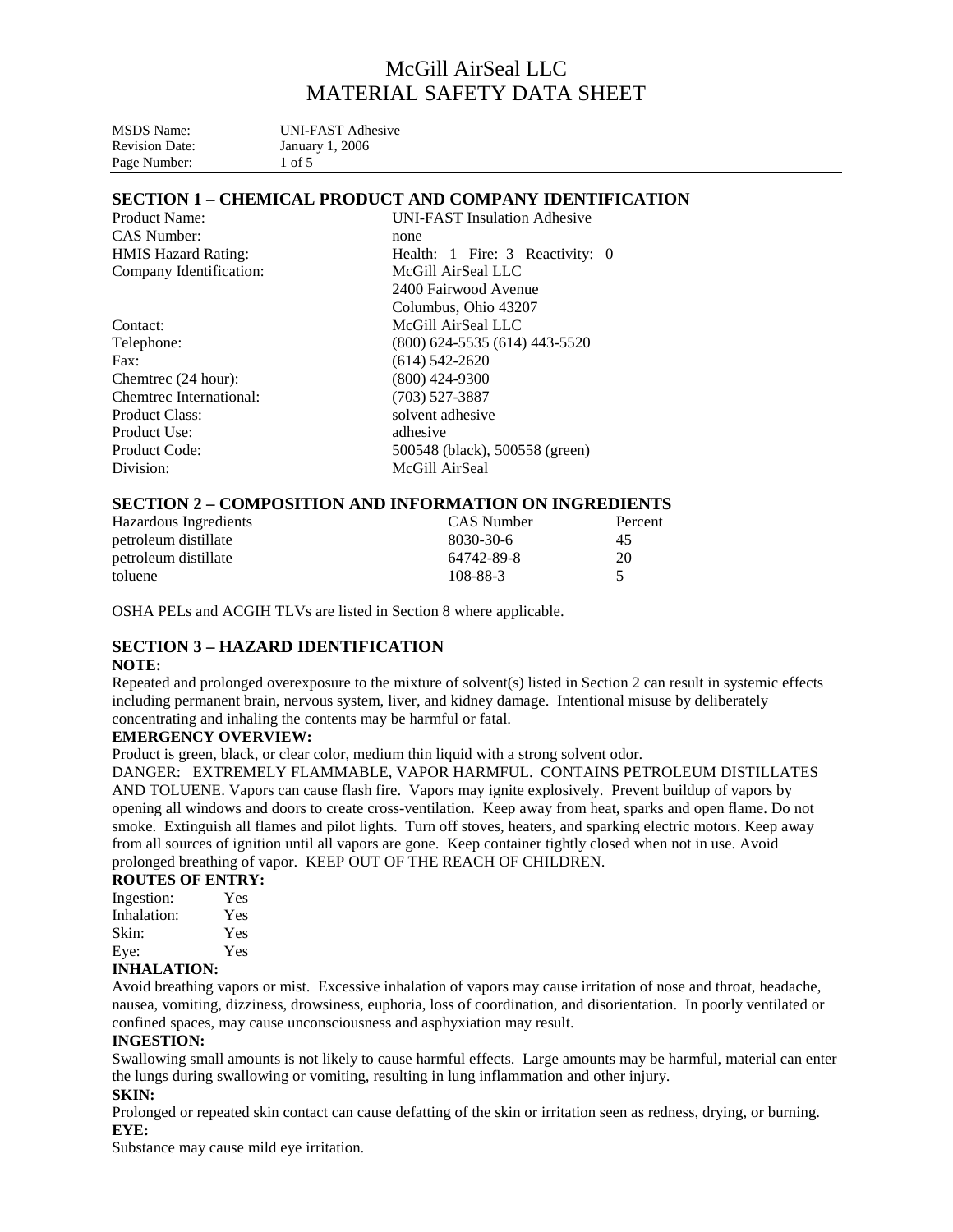# McGill AirSeal LLC
# MATERIAL SAFETY DATA SHEET

MSDS Name: UNI-FAST Adhesive
Revision Date: January 1, 2006

## SECTION 1 – CHEMICAL PRODUCT AND COMPANY IDENTIFICATION

| | |
|---|---|
| Product Name: | UNI-FAST Insulation Adhesive |
| CAS Number: | none |
| HMIS Hazard Rating: | Health: 1 Fire: 3 Reactivity: 0 |
| Company Identification: | McGill AirSeal LLC<br>2400 Fairwood Avenue<br>Columbus, Ohio 43207 |
| Contact: | McGill AirSeal LLC |
| Telephone: | (800) 624-5535 (614) 443-5520 |
| Fax: | (614) 542-2620 |
| Chemtrec (24 hour): | (800) 424-9300 |
| Chemtrec International: | (703) 527-3887 |
| Product Class: | solvent adhesive |
| Product Use: | adhesive |
| Product Code: | 500548 (black), 500558 (green) |
| Division: | McGill AirSeal |

## SECTION 2 – COMPOSITION AND INFORMATION ON INGREDIENTS

| Hazardous Ingredients | CAS Number | Percent |
|---|---|---|
| petroleum distillate | 8030-30-6 | 45 |
| petroleum distillate | 64742-89-8 | 20 |
| toluene | 108-88-3 | 5 |

OSHA PELs and ACGIH TLVs are listed in Section 8 where applicable.

## SECTION 3 – HAZARD IDENTIFICATION

**NOTE:**

Repeated and prolonged overexposure to the mixture of solvent(s) listed in Section 2 can result in systemic effects including permanent brain, nervous system, liver, and kidney damage. Intentional misuse by deliberately concentrating and inhaling the contents may be harmful or fatal.

**EMERGENCY OVERVIEW:**

Product is green, black, or clear color, medium thin liquid with a strong solvent odor.

DANGER: EXTREMELY FLAMMABLE, VAPOR HARMFUL. CONTAINS PETROLEUM DISTILLATES AND TOLUENE. Vapors can cause flash fire. Vapors may ignite explosively. Prevent buildup of vapors by opening all windows and doors to create cross-ventilation. Keep away from heat, sparks and open flame. Do not smoke. Extinguish all flames and pilot lights. Turn off stoves, heaters, and sparking electric motors. Keep away from all sources of ignition until all vapors are gone. Keep container tightly closed when not in use. Avoid prolonged breathing of vapor. KEEP OUT OF THE REACH OF CHILDREN.

**ROUTES OF ENTRY:**

| | |
|---|---|
| Ingestion: | Yes |
| Inhalation: | Yes |
| Skin: | Yes |
| Eye: | Yes |

**INHALATION:**

Avoid breathing vapors or mist. Excessive inhalation of vapors may cause irritation of nose and throat, headache, nausea, vomiting, dizziness, drowsiness, euphoria, loss of coordination, and disorientation. In poorly ventilated or confined spaces, may cause unconsciousness and asphyxiation may result.

**INGESTION:**

Swallowing small amounts is not likely to cause harmful effects. Large amounts may be harmful, material can enter the lungs during swallowing or vomiting, resulting in lung inflammation and other injury.

**SKIN:**

Prolonged or repeated skin contact can cause defatting of the skin or irritation seen as redness, drying, or burning.

**EYE:**

Substance may cause mild eye irritation.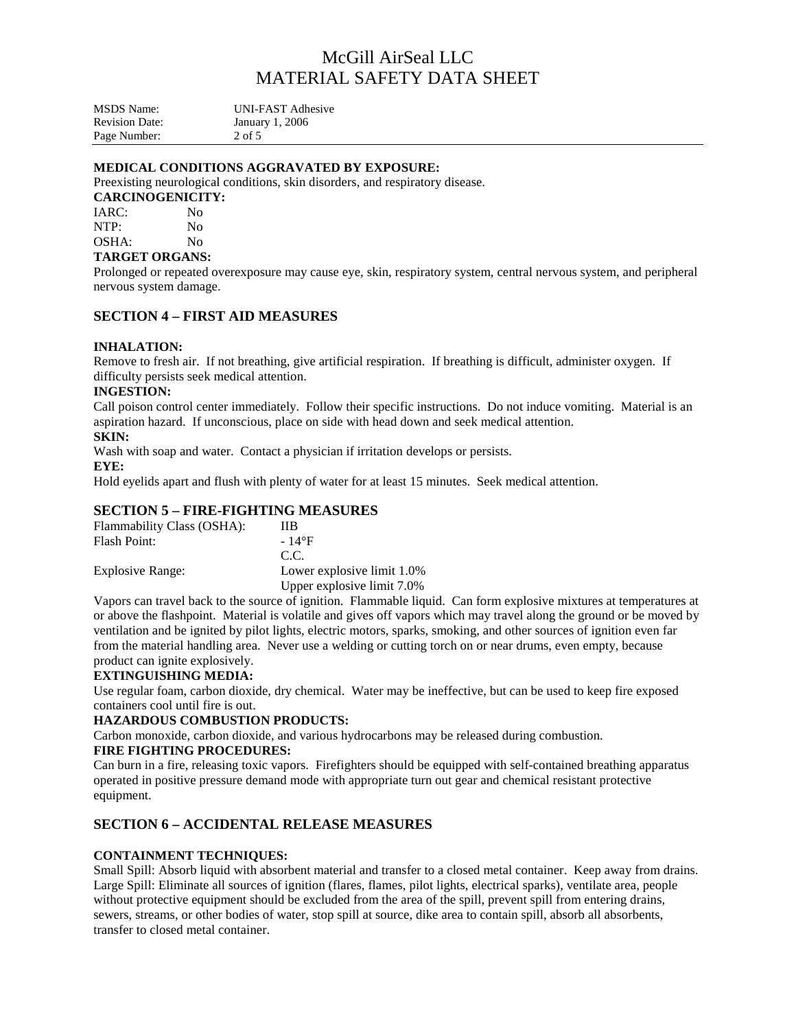**MEDICAL CONDITIONS AGGRAVATED BY EXPOSURE:**
Preexisting neurological conditions, skin disorders, and respiratory disease.

**CARCINOGENICITY:**

| | |
|---|---|
| IARC: | No |
| NTP: | No |
| OSHA: | No |

**TARGET ORGANS:**
Prolonged or repeated overexposure may cause eye, skin, respiratory system, central nervous system, and peripheral nervous system damage.

## SECTION 4 – FIRST AID MEASURES

**INHALATION:**
Remove to fresh air. If not breathing, give artificial respiration. If breathing is difficult, administer oxygen. If difficulty persists seek medical attention.

**INGESTION:**
Call poison control center immediately. Follow their specific instructions. Do not induce vomiting. Material is an aspiration hazard. If unconscious, place on side with head down and seek medical attention.

**SKIN:**
Wash with soap and water. Contact a physician if irritation develops or persists.

**EYE:**
Hold eyelids apart and flush with plenty of water for at least 15 minutes. Seek medical attention.

## SECTION 5 – FIRE-FIGHTING MEASURES

| | |
|---|---|
| Flammability Class (OSHA): | IIB |
| Flash Point: | - 14°F C.C. |
| Explosive Range: | Lower explosive limit 1.0% Upper explosive limit 7.0% |

Vapors can travel back to the source of ignition. Flammable liquid. Can form explosive mixtures at temperatures at or above the flashpoint. Material is volatile and gives off vapors which may travel along the ground or be moved by ventilation and be ignited by pilot lights, electric motors, sparks, smoking, and other sources of ignition even far from the material handling area. Never use a welding or cutting torch on or near drums, even empty, because product can ignite explosively.

**EXTINGUISHING MEDIA:**
Use regular foam, carbon dioxide, dry chemical. Water may be ineffective, but can be used to keep fire exposed containers cool until fire is out.

**HAZARDOUS COMBUSTION PRODUCTS:**
Carbon monoxide, carbon dioxide, and various hydrocarbons may be released during combustion.

**FIRE FIGHTING PROCEDURES:**
Can burn in a fire, releasing toxic vapors. Firefighters should be equipped with self-contained breathing apparatus operated in positive pressure demand mode with appropriate turn out gear and chemical resistant protective equipment.

## SECTION 6 – ACCIDENTAL RELEASE MEASURES

**CONTAINMENT TECHNIQUES:**
Small Spill: Absorb liquid with absorbent material and transfer to a closed metal container. Keep away from drains.
Large Spill: Eliminate all sources of ignition (flares, flames, pilot lights, electrical sparks), ventilate area, people without protective equipment should be excluded from the area of the spill, prevent spill from entering drains, sewers, streams, or other bodies of water, stop spill at source, dike area to contain spill, absorb all absorbents, transfer to closed metal container.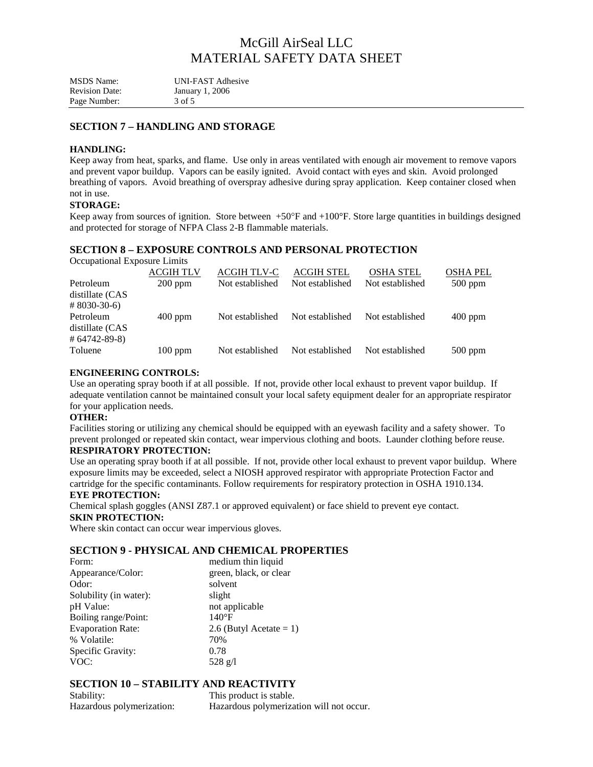## SECTION 7 – HANDLING AND STORAGE

**HANDLING:**
Keep away from heat, sparks, and flame. Use only in areas ventilated with enough air movement to remove vapors and prevent vapor buildup. Vapors can be easily ignited. Avoid contact with eyes and skin. Avoid prolonged breathing of vapors. Avoid breathing of overspray adhesive during spray application. Keep container closed when not in use.

**STORAGE:**
Keep away from sources of ignition. Store between +50°F and +100°F. Store large quantities in buildings designed and protected for storage of NFPA Class 2-B flammable materials.

## SECTION 8 – EXPOSURE CONTROLS AND PERSONAL PROTECTION

Occupational Exposure Limits

| | ACGIH TLV | ACGIH TLV-C | ACGIH STEL | OSHA STEL | OSHA PEL |
|---|---|---|---|---|---|
| Petroleum distillate (CAS # 8030-30-6) | 200 ppm | Not established | Not established | Not established | 500 ppm |
| Petroleum distillate (CAS # 64742-89-8) | 400 ppm | Not established | Not established | Not established | 400 ppm |
| Toluene | 100 ppm | Not established | Not established | Not established | 500 ppm |

**ENGINEERING CONTROLS:**
Use an operating spray booth if at all possible. If not, provide other local exhaust to prevent vapor buildup. If adequate ventilation cannot be maintained consult your local safety equipment dealer for an appropriate respirator for your application needs.

**OTHER:**
Facilities storing or utilizing any chemical should be equipped with an eyewash facility and a safety shower. To prevent prolonged or repeated skin contact, wear impervious clothing and boots. Launder clothing before reuse.

**RESPIRATORY PROTECTION:**
Use an operating spray booth if at all possible. If not, provide other local exhaust to prevent vapor buildup. Where exposure limits may be exceeded, select a NIOSH approved respirator with appropriate Protection Factor and cartridge for the specific contaminants. Follow requirements for respiratory protection in OSHA 1910.134.

**EYE PROTECTION:**
Chemical splash goggles (ANSI Z87.1 or approved equivalent) or face shield to prevent eye contact.

**SKIN PROTECTION:**
Where skin contact can occur wear impervious gloves.

## SECTION 9 - PHYSICAL AND CHEMICAL PROPERTIES

| | |
|---|---|
| Form: | medium thin liquid |
| Appearance/Color: | green, black, or clear |
| Odor: | solvent |
| Solubility (in water): | slight |
| pH Value: | not applicable |
| Boiling range/Point: | 140°F |
| Evaporation Rate: | 2.6 (Butyl Acetate = 1) |
| % Volatile: | 70% |
| Specific Gravity: | 0.78 |
| VOC: | 528 g/l |

## SECTION 10 – STABILITY AND REACTIVITY

| | |
|---|---|
| Stability: | This product is stable. |
| Hazardous polymerization: | Hazardous polymerization will not occur. |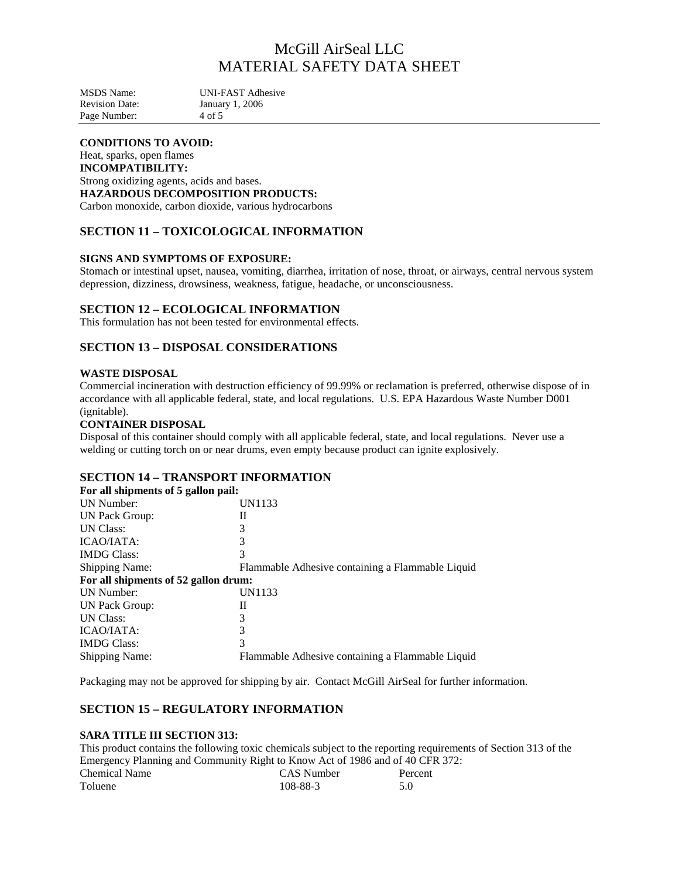**CONDITIONS TO AVOID:**
Heat, sparks, open flames
**INCOMPATIBILITY:**
Strong oxidizing agents, acids and bases.
**HAZARDOUS DECOMPOSITION PRODUCTS:**
Carbon monoxide, carbon dioxide, various hydrocarbons

## SECTION 11 – TOXICOLOGICAL INFORMATION

**SIGNS AND SYMPTOMS OF EXPOSURE:**
Stomach or intestinal upset, nausea, vomiting, diarrhea, irritation of nose, throat, or airways, central nervous system depression, dizziness, drowsiness, weakness, fatigue, headache, or unconsciousness.

## SECTION 12 – ECOLOGICAL INFORMATION

This formulation has not been tested for environmental effects.

## SECTION 13 – DISPOSAL CONSIDERATIONS

**WASTE DISPOSAL**
Commercial incineration with destruction efficiency of 99.99% or reclamation is preferred, otherwise dispose of in accordance with all applicable federal, state, and local regulations. U.S. EPA Hazardous Waste Number D001 (ignitable).
**CONTAINER DISPOSAL**
Disposal of this container should comply with all applicable federal, state, and local regulations. Never use a welding or cutting torch on or near drums, even empty because product can ignite explosively.

## SECTION 14 – TRANSPORT INFORMATION

**For all shipments of 5 gallon pail:**

| | |
|---|---|
| UN Number: | UN1133 |
| UN Pack Group: | II |
| UN Class: | 3 |
| ICAO/IATA: | 3 |
| IMDG Class: | 3 |
| Shipping Name: | Flammable Adhesive containing a Flammable Liquid |

**For all shipments of 52 gallon drum:**

| | |
|---|---|
| UN Number: | UN1133 |
| UN Pack Group: | II |
| UN Class: | 3 |
| ICAO/IATA: | 3 |
| IMDG Class: | 3 |
| Shipping Name: | Flammable Adhesive containing a Flammable Liquid |

Packaging may not be approved for shipping by air. Contact McGill AirSeal for further information.

## SECTION 15 – REGULATORY INFORMATION

**SARA TITLE III SECTION 313:**
This product contains the following toxic chemicals subject to the reporting requirements of Section 313 of the Emergency Planning and Community Right to Know Act of 1986 and of 40 CFR 372:

| Chemical Name | CAS Number | Percent |
|---|---|---|
| Toluene | 108-88-3 | 5.0 |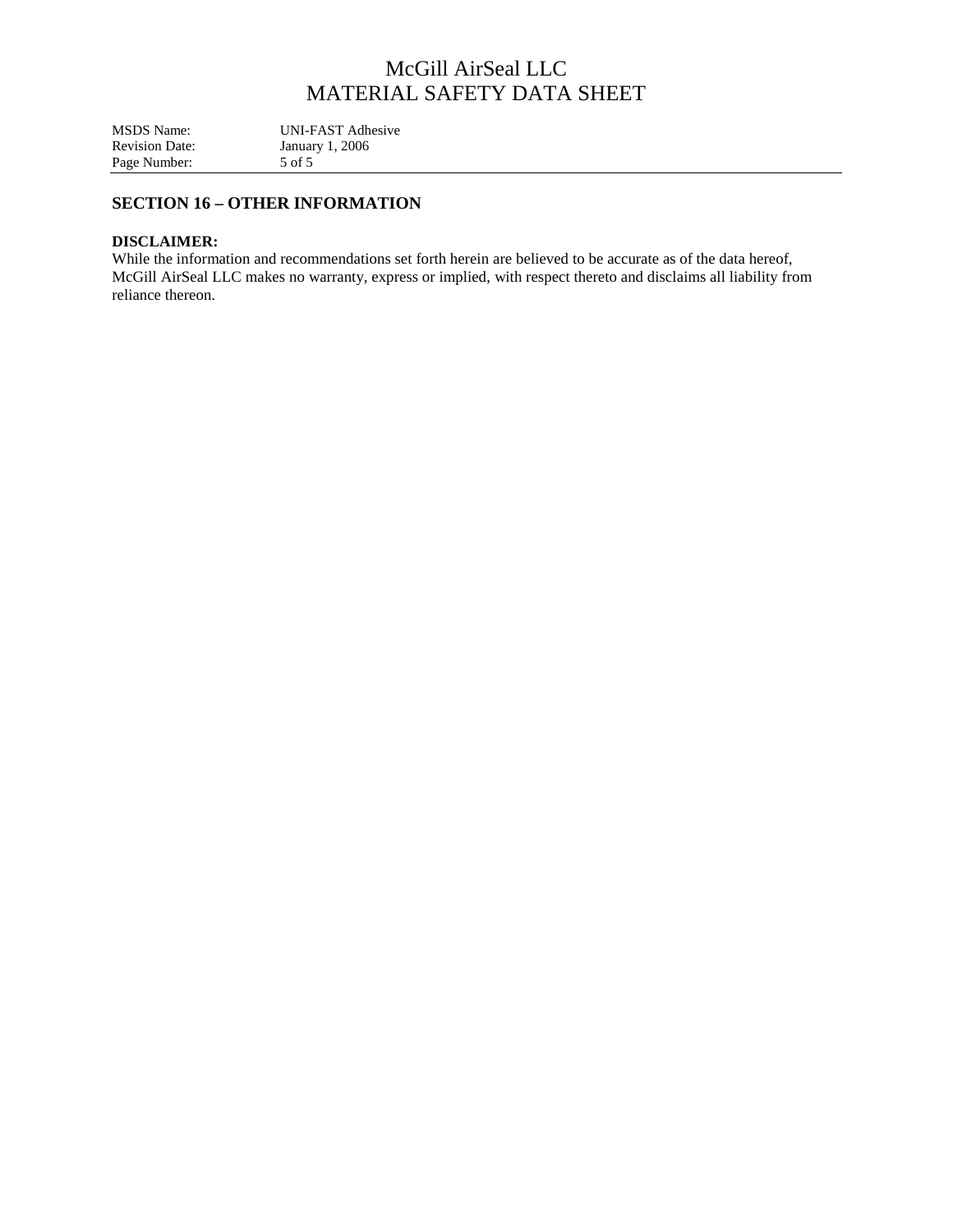## SECTION 16 – OTHER INFORMATION

**DISCLAIMER:**
While the information and recommendations set forth herein are believed to be accurate as of the data hereof, McGill AirSeal LLC makes no warranty, express or implied, with respect thereto and disclaims all liability from reliance thereon.